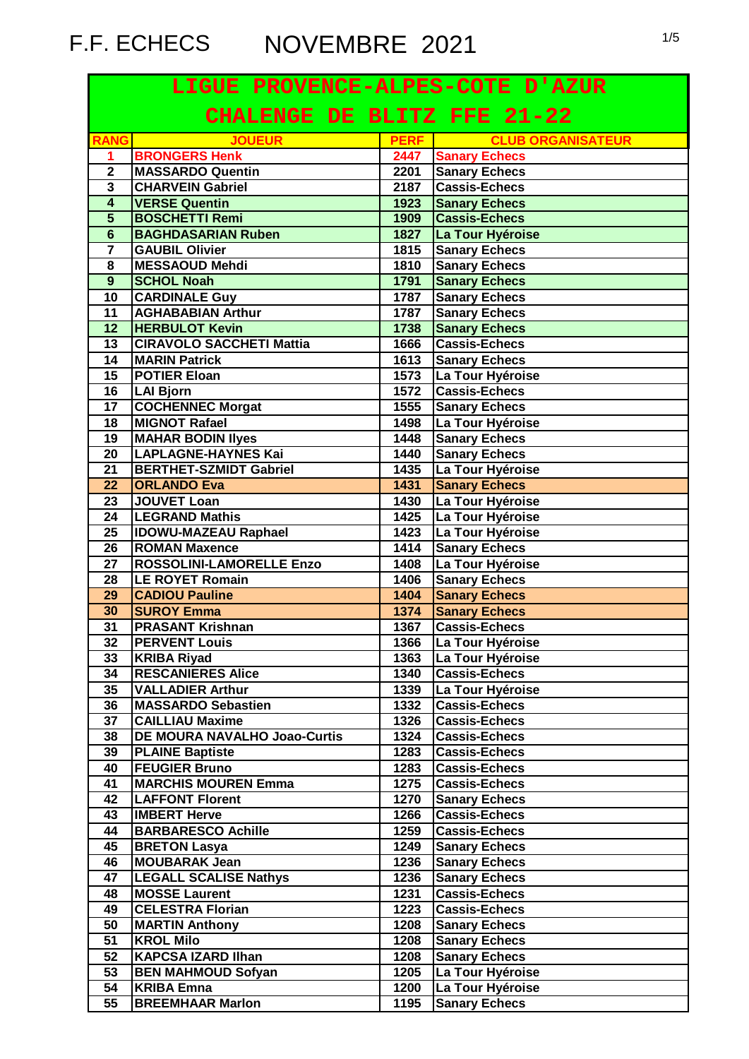# F.F. ECHECS NOVEMBRE 2021

## LIGUE PROVENCE-ALPES-COTE D'AZUR

## CHALENGE DE BLITZ FFE 21-22

| RANG | JOUEUR | PERF | CLUB ORGANISATEUR |
|---|---|---|---|
| 1 | BRONGERS Henk | 2447 | Sanary Echecs |
| 2 | MASSARDO Quentin | 2201 | Sanary Echecs |
| 3 | CHARVEIN Gabriel | 2187 | Cassis-Echecs |
| 4 | VERSE Quentin | 1923 | Sanary Echecs |
| 5 | BOSCHETTI Remi | 1909 | Cassis-Echecs |
| 6 | BAGHDASARIAN Ruben | 1827 | La Tour Hyéroise |
| 7 | GAUBIL Olivier | 1815 | Sanary Echecs |
| 8 | MESSAOUD Mehdi | 1810 | Sanary Echecs |
| 9 | SCHOL Noah | 1791 | Sanary Echecs |
| 10 | CARDINALE Guy | 1787 | Sanary Echecs |
| 11 | AGHABABIAN Arthur | 1787 | Sanary Echecs |
| 12 | HERBULOT Kevin | 1738 | Sanary Echecs |
| 13 | CIRAVOLO SACCHETI Mattia | 1666 | Cassis-Echecs |
| 14 | MARIN Patrick | 1613 | Sanary Echecs |
| 15 | POTIER Eloan | 1573 | La Tour Hyéroise |
| 16 | LAI Bjorn | 1572 | Cassis-Echecs |
| 17 | COCHENNEC Morgat | 1555 | Sanary Echecs |
| 18 | MIGNOT Rafael | 1498 | La Tour Hyéroise |
| 19 | MAHAR BODIN Ilyes | 1448 | Sanary Echecs |
| 20 | LAPLAGNE-HAYNES Kai | 1440 | Sanary Echecs |
| 21 | BERTHET-SZMIDT Gabriel | 1435 | La Tour Hyéroise |
| 22 | ORLANDO Eva | 1431 | Sanary Echecs |
| 23 | JOUVET Loan | 1430 | La Tour Hyéroise |
| 24 | LEGRAND Mathis | 1425 | La Tour Hyéroise |
| 25 | IDOWU-MAZEAU Raphael | 1423 | La Tour Hyéroise |
| 26 | ROMAN Maxence | 1414 | Sanary Echecs |
| 27 | ROSSOLINI-LAMORELLE Enzo | 1408 | La Tour Hyéroise |
| 28 | LE ROYET Romain | 1406 | Sanary Echecs |
| 29 | CADIOU Pauline | 1404 | Sanary Echecs |
| 30 | SUROY Emma | 1374 | Sanary Echecs |
| 31 | PRASANT Krishnan | 1367 | Cassis-Echecs |
| 32 | PERVENT Louis | 1366 | La Tour Hyéroise |
| 33 | KRIBA Riyad | 1363 | La Tour Hyéroise |
| 34 | RESCANIERES Alice | 1340 | Cassis-Echecs |
| 35 | VALLADIER Arthur | 1339 | La Tour Hyéroise |
| 36 | MASSARDO Sebastien | 1332 | Cassis-Echecs |
| 37 | CAILLIAU Maxime | 1326 | Cassis-Echecs |
| 38 | DE MOURA NAVALHO Joao-Curtis | 1324 | Cassis-Echecs |
| 39 | PLAINE Baptiste | 1283 | Cassis-Echecs |
| 40 | FEUGIER Bruno | 1283 | Cassis-Echecs |
| 41 | MARCHIS MOUREN Emma | 1275 | Cassis-Echecs |
| 42 | LAFFONT Florent | 1270 | Sanary Echecs |
| 43 | IMBERT Herve | 1266 | Cassis-Echecs |
| 44 | BARBARESCO Achille | 1259 | Cassis-Echecs |
| 45 | BRETON Lasya | 1249 | Sanary Echecs |
| 46 | MOUBARAK Jean | 1236 | Sanary Echecs |
| 47 | LEGALL SCALISE Nathys | 1236 | Sanary Echecs |
| 48 | MOSSE Laurent | 1231 | Cassis-Echecs |
| 49 | CELESTRA Florian | 1223 | Cassis-Echecs |
| 50 | MARTIN Anthony | 1208 | Sanary Echecs |
| 51 | KROL Milo | 1208 | Sanary Echecs |
| 52 | KAPCSA IZARD Ilhan | 1208 | Sanary Echecs |
| 53 | BEN MAHMOUD Sofyan | 1205 | La Tour Hyéroise |
| 54 | KRIBA Emna | 1200 | La Tour Hyéroise |
| 55 | BREEMHAAR Marlon | 1195 | Sanary Echecs |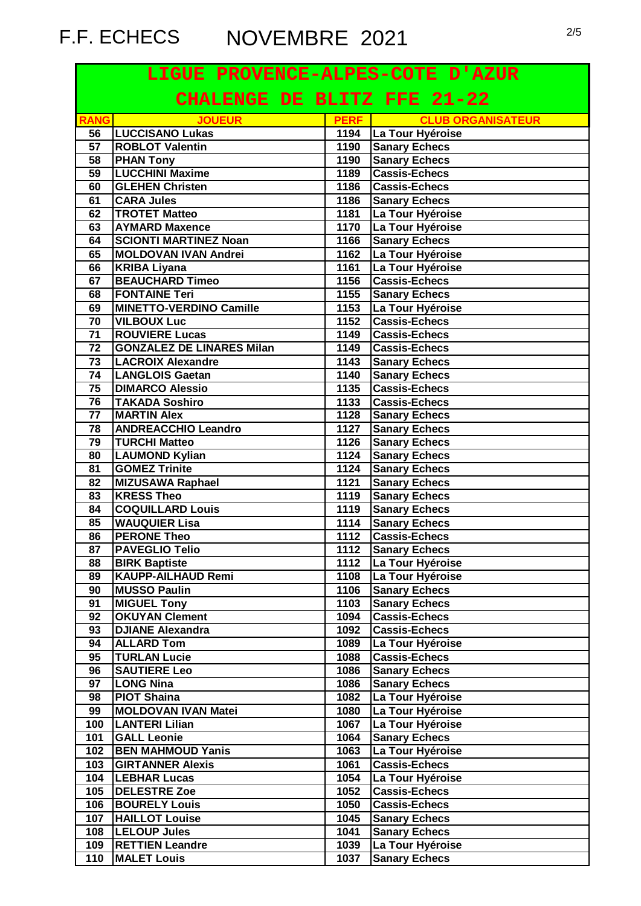F.F. ECHECS NOVEMBRE 2021

## LIGUE PROVENCE-ALPES-COTE D'AZUR

## CHALENGE DE BLITZ FFE 21-22

| RANG | JOUEUR | PERF | CLUB ORGANISATEUR |
|---|---|---|---|
| 56 | LUCCISANO Lukas | 1194 | La Tour Hyéroise |
| 57 | ROBLOT Valentin | 1190 | Sanary Echecs |
| 58 | PHAN Tony | 1190 | Sanary Echecs |
| 59 | LUCCHINI Maxime | 1189 | Cassis-Echecs |
| 60 | GLEHEN Christen | 1186 | Cassis-Echecs |
| 61 | CARA Jules | 1186 | Sanary Echecs |
| 62 | TROTET Matteo | 1181 | La Tour Hyéroise |
| 63 | AYMARD Maxence | 1170 | La Tour Hyéroise |
| 64 | SCIONTI MARTINEZ Noan | 1166 | Sanary Echecs |
| 65 | MOLDOVAN IVAN Andrei | 1162 | La Tour Hyéroise |
| 66 | KRIBA Liyana | 1161 | La Tour Hyéroise |
| 67 | BEAUCHARD Timeo | 1156 | Cassis-Echecs |
| 68 | FONTAINE Teri | 1155 | Sanary Echecs |
| 69 | MINETTO-VERDINO Camille | 1153 | La Tour Hyéroise |
| 70 | VILBOUX Luc | 1152 | Cassis-Echecs |
| 71 | ROUVIERE Lucas | 1149 | Cassis-Echecs |
| 72 | GONZALEZ DE LINARES Milan | 1149 | Cassis-Echecs |
| 73 | LACROIX Alexandre | 1143 | Sanary Echecs |
| 74 | LANGLOIS Gaetan | 1140 | Sanary Echecs |
| 75 | DIMARCO Alessio | 1135 | Cassis-Echecs |
| 76 | TAKADA Soshiro | 1133 | Cassis-Echecs |
| 77 | MARTIN Alex | 1128 | Sanary Echecs |
| 78 | ANDREACCHIO Leandro | 1127 | Sanary Echecs |
| 79 | TURCHI Matteo | 1126 | Sanary Echecs |
| 80 | LAUMOND Kylian | 1124 | Sanary Echecs |
| 81 | GOMEZ Trinite | 1124 | Sanary Echecs |
| 82 | MIZUSAWA Raphael | 1121 | Sanary Echecs |
| 83 | KRESS Theo | 1119 | Sanary Echecs |
| 84 | COQUILLARD Louis | 1119 | Sanary Echecs |
| 85 | WAUQUIER Lisa | 1114 | Sanary Echecs |
| 86 | PERONE Theo | 1112 | Cassis-Echecs |
| 87 | PAVEGLIO Telio | 1112 | Sanary Echecs |
| 88 | BIRK Baptiste | 1112 | La Tour Hyéroise |
| 89 | KAUPP-AILHAUD Remi | 1108 | La Tour Hyéroise |
| 90 | MUSSO Paulin | 1106 | Sanary Echecs |
| 91 | MIGUEL Tony | 1103 | Sanary Echecs |
| 92 | OKUYAN Clement | 1094 | Cassis-Echecs |
| 93 | DJIANE Alexandra | 1092 | Cassis-Echecs |
| 94 | ALLARD Tom | 1089 | La Tour Hyéroise |
| 95 | TURLAN Lucie | 1088 | Cassis-Echecs |
| 96 | SAUTIERE Leo | 1086 | Sanary Echecs |
| 97 | LONG Nina | 1086 | Sanary Echecs |
| 98 | PIOT Shaina | 1082 | La Tour Hyéroise |
| 99 | MOLDOVAN IVAN Matei | 1080 | La Tour Hyéroise |
| 100 | LANTERI Lilian | 1067 | La Tour Hyéroise |
| 101 | GALL Leonie | 1064 | Sanary Echecs |
| 102 | BEN MAHMOUD Yanis | 1063 | La Tour Hyéroise |
| 103 | GIRTANNER Alexis | 1061 | Cassis-Echecs |
| 104 | LEBHAR Lucas | 1054 | La Tour Hyéroise |
| 105 | DELESTRE Zoe | 1052 | Cassis-Echecs |
| 106 | BOURELY Louis | 1050 | Cassis-Echecs |
| 107 | HAILLOT Louise | 1045 | Sanary Echecs |
| 108 | LELOUP Jules | 1041 | Sanary Echecs |
| 109 | RETTIEN Leandre | 1039 | La Tour Hyéroise |
| 110 | MALET Louis | 1037 | Sanary Echecs |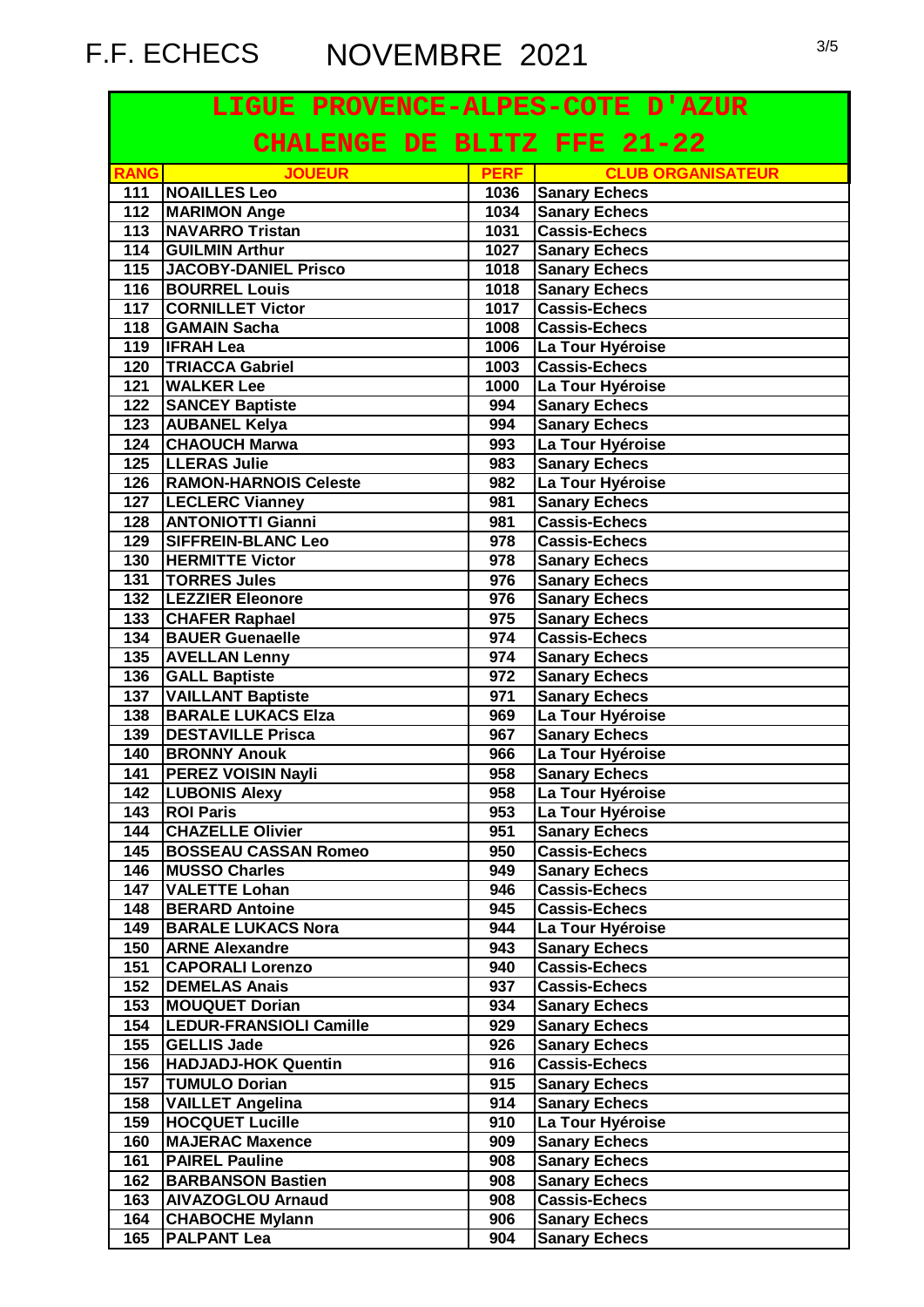# F.F. ECHECS NOVEMBRE 2021

## LIGUE PROVENCE-ALPES-COTE D'AZUR

## CHALENGE DE BLITZ FFE 21-22

| RANG | JOUEUR | PERF | CLUB ORGANISATEUR |
|---|---|---|---|
| 111 | NOAILLES Leo | 1036 | Sanary Echecs |
| 112 | MARIMON Ange | 1034 | Sanary Echecs |
| 113 | NAVARRO Tristan | 1031 | Cassis-Echecs |
| 114 | GUILMIN Arthur | 1027 | Sanary Echecs |
| 115 | JACOBY-DANIEL Prisco | 1018 | Sanary Echecs |
| 116 | BOURREL Louis | 1018 | Sanary Echecs |
| 117 | CORNILLET Victor | 1017 | Cassis-Echecs |
| 118 | GAMAIN Sacha | 1008 | Cassis-Echecs |
| 119 | IFRAH Lea | 1006 | La Tour Hyéroise |
| 120 | TRIACCA Gabriel | 1003 | Cassis-Echecs |
| 121 | WALKER Lee | 1000 | La Tour Hyéroise |
| 122 | SANCEY Baptiste | 994 | Sanary Echecs |
| 123 | AUBANEL Kelya | 994 | Sanary Echecs |
| 124 | CHAOUCH Marwa | 993 | La Tour Hyéroise |
| 125 | LLERAS Julie | 983 | Sanary Echecs |
| 126 | RAMON-HARNOIS Celeste | 982 | La Tour Hyéroise |
| 127 | LECLERC Vianney | 981 | Sanary Echecs |
| 128 | ANTONIOTTI Gianni | 981 | Cassis-Echecs |
| 129 | SIFFREIN-BLANC Leo | 978 | Cassis-Echecs |
| 130 | HERMITTE Victor | 978 | Sanary Echecs |
| 131 | TORRES Jules | 976 | Sanary Echecs |
| 132 | LEZZIER Eleonore | 976 | Sanary Echecs |
| 133 | CHAFER Raphael | 975 | Sanary Echecs |
| 134 | BAUER Guenaelle | 974 | Cassis-Echecs |
| 135 | AVELLAN Lenny | 974 | Sanary Echecs |
| 136 | GALL Baptiste | 972 | Sanary Echecs |
| 137 | VAILLANT Baptiste | 971 | Sanary Echecs |
| 138 | BARALE LUKACS Elza | 969 | La Tour Hyéroise |
| 139 | DESTAVILLE Prisca | 967 | Sanary Echecs |
| 140 | BRONNY Anouk | 966 | La Tour Hyéroise |
| 141 | PEREZ VOISIN Nayli | 958 | Sanary Echecs |
| 142 | LUBONIS Alexy | 958 | La Tour Hyéroise |
| 143 | ROI Paris | 953 | La Tour Hyéroise |
| 144 | CHAZELLE Olivier | 951 | Sanary Echecs |
| 145 | BOSSEAU CASSAN Romeo | 950 | Cassis-Echecs |
| 146 | MUSSO Charles | 949 | Sanary Echecs |
| 147 | VALETTE Lohan | 946 | Cassis-Echecs |
| 148 | BERARD Antoine | 945 | Cassis-Echecs |
| 149 | BARALE LUKACS Nora | 944 | La Tour Hyéroise |
| 150 | ARNE Alexandre | 943 | Sanary Echecs |
| 151 | CAPORALI Lorenzo | 940 | Cassis-Echecs |
| 152 | DEMELAS Anais | 937 | Cassis-Echecs |
| 153 | MOUQUET Dorian | 934 | Sanary Echecs |
| 154 | LEDUR-FRANSIOLI Camille | 929 | Sanary Echecs |
| 155 | GELLIS Jade | 926 | Sanary Echecs |
| 156 | HADJADJ-HOK Quentin | 916 | Cassis-Echecs |
| 157 | TUMULO Dorian | 915 | Sanary Echecs |
| 158 | VAILLET Angelina | 914 | Sanary Echecs |
| 159 | HOCQUET Lucille | 910 | La Tour Hyéroise |
| 160 | MAJERAC Maxence | 909 | Sanary Echecs |
| 161 | PAIREL Pauline | 908 | Sanary Echecs |
| 162 | BARBANSON Bastien | 908 | Sanary Echecs |
| 163 | AIVAZOGLOU Arnaud | 908 | Cassis-Echecs |
| 164 | CHABOCHE Mylann | 906 | Sanary Echecs |
| 165 | PALPANT Lea | 904 | Sanary Echecs |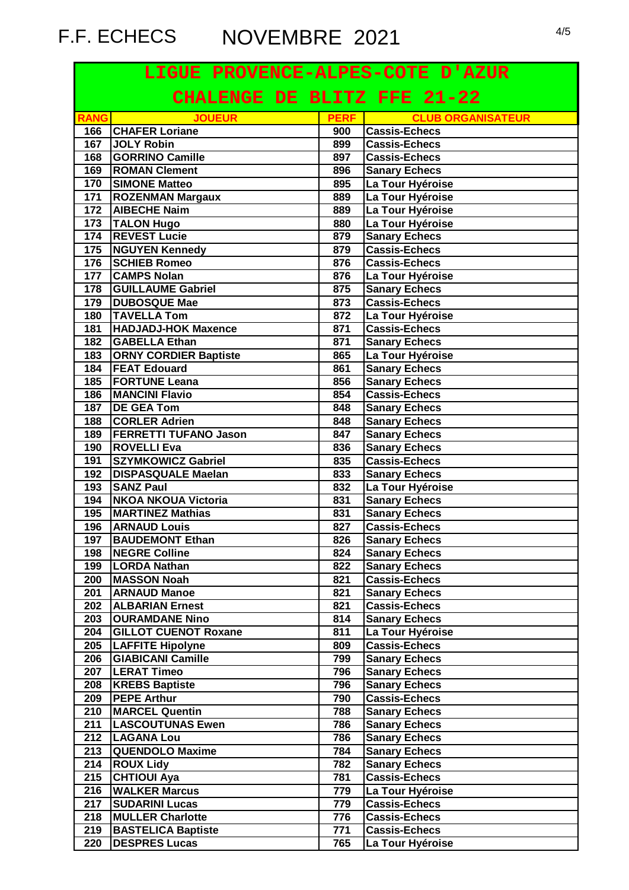F.F. ECHECS NOVEMBRE 2021

## LIGUE PROVENCE-ALPES-COTE D'AZUR

## CHALENGE DE BLITZ FFE 21-22

| RANG | JOUEUR | PERF | CLUB ORGANISATEUR |
|---|---|---|---|
| 166 | CHAFER Loriane | 900 | Cassis-Echecs |
| 167 | JOLY Robin | 899 | Cassis-Echecs |
| 168 | GORRINO Camille | 897 | Cassis-Echecs |
| 169 | ROMAN Clement | 896 | Sanary Echecs |
| 170 | SIMONE Matteo | 895 | La Tour Hyéroise |
| 171 | ROZENMAN Margaux | 889 | La Tour Hyéroise |
| 172 | AIBECHE Naim | 889 | La Tour Hyéroise |
| 173 | TALON Hugo | 880 | La Tour Hyéroise |
| 174 | REVEST Lucie | 879 | Sanary Echecs |
| 175 | NGUYEN Kennedy | 879 | Cassis-Echecs |
| 176 | SCHIEB Romeo | 876 | Cassis-Echecs |
| 177 | CAMPS Nolan | 876 | La Tour Hyéroise |
| 178 | GUILLAUME Gabriel | 875 | Sanary Echecs |
| 179 | DUBOSQUE Mae | 873 | Cassis-Echecs |
| 180 | TAVELLA Tom | 872 | La Tour Hyéroise |
| 181 | HADJADJ-HOK Maxence | 871 | Cassis-Echecs |
| 182 | GABELLA Ethan | 871 | Sanary Echecs |
| 183 | ORNY CORDIER Baptiste | 865 | La Tour Hyéroise |
| 184 | FEAT Edouard | 861 | Sanary Echecs |
| 185 | FORTUNE Leana | 856 | Sanary Echecs |
| 186 | MANCINI Flavio | 854 | Cassis-Echecs |
| 187 | DE GEA Tom | 848 | Sanary Echecs |
| 188 | CORLER Adrien | 848 | Sanary Echecs |
| 189 | FERRETTI TUFANO Jason | 847 | Sanary Echecs |
| 190 | ROVELLI Eva | 836 | Sanary Echecs |
| 191 | SZYMKOWICZ Gabriel | 835 | Cassis-Echecs |
| 192 | DISPASQUALE Maelan | 833 | Sanary Echecs |
| 193 | SANZ Paul | 832 | La Tour Hyéroise |
| 194 | NKOA NKOUA Victoria | 831 | Sanary Echecs |
| 195 | MARTINEZ Mathias | 831 | Sanary Echecs |
| 196 | ARNAUD Louis | 827 | Cassis-Echecs |
| 197 | BAUDEMONT Ethan | 826 | Sanary Echecs |
| 198 | NEGRE Colline | 824 | Sanary Echecs |
| 199 | LORDA Nathan | 822 | Sanary Echecs |
| 200 | MASSON Noah | 821 | Cassis-Echecs |
| 201 | ARNAUD Manoe | 821 | Sanary Echecs |
| 202 | ALBARIAN Ernest | 821 | Cassis-Echecs |
| 203 | OURAMDANE Nino | 814 | Sanary Echecs |
| 204 | GILLOT CUENOT Roxane | 811 | La Tour Hyéroise |
| 205 | LAFFITE Hipolyne | 809 | Cassis-Echecs |
| 206 | GIABICANI Camille | 799 | Sanary Echecs |
| 207 | LERAT Timeo | 796 | Sanary Echecs |
| 208 | KREBS Baptiste | 796 | Sanary Echecs |
| 209 | PEPE Arthur | 790 | Cassis-Echecs |
| 210 | MARCEL Quentin | 788 | Sanary Echecs |
| 211 | LASCOUTUNAS Ewen | 786 | Sanary Echecs |
| 212 | LAGANA Lou | 786 | Sanary Echecs |
| 213 | QUENDOLO Maxime | 784 | Sanary Echecs |
| 214 | ROUX Lidy | 782 | Sanary Echecs |
| 215 | CHTIOUI Aya | 781 | Cassis-Echecs |
| 216 | WALKER Marcus | 779 | La Tour Hyéroise |
| 217 | SUDARINI Lucas | 779 | Cassis-Echecs |
| 218 | MULLER Charlotte | 776 | Cassis-Echecs |
| 219 | BASTELICA Baptiste | 771 | Cassis-Echecs |
| 220 | DESPRES Lucas | 765 | La Tour Hyéroise |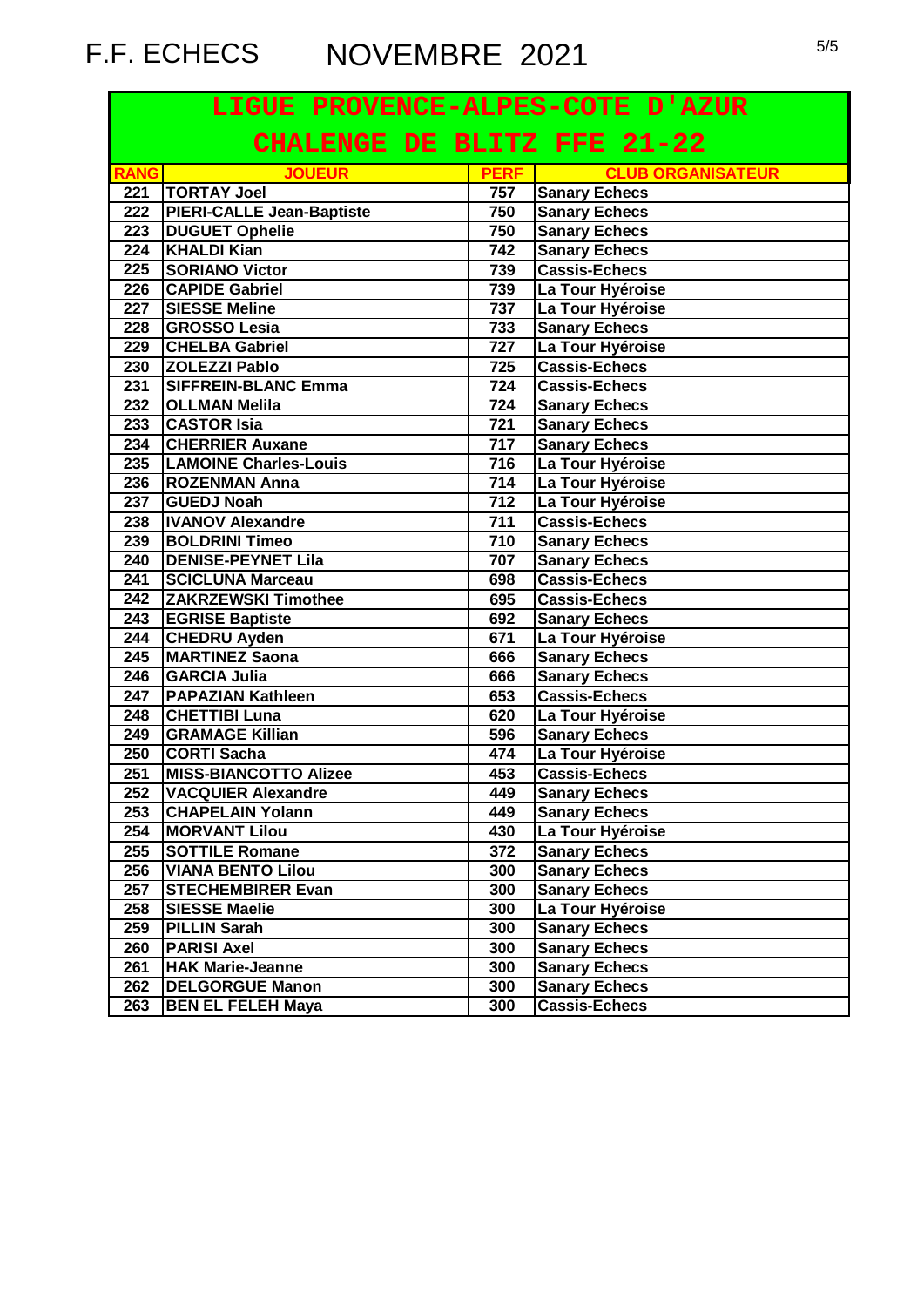F.F. ECHECS NOVEMBRE 2021

# LIGUE PROVENCE-ALPES-COTE D'AZUR

## CHALENGE DE BLITZ FFE 21-22

| RANG | JOUEUR | PERF | CLUB ORGANISATEUR |
|---|---|---|---|
| 221 | TORTAY Joel | 757 | Sanary Echecs |
| 222 | PIERI-CALLE Jean-Baptiste | 750 | Sanary Echecs |
| 223 | DUGUET Ophelie | 750 | Sanary Echecs |
| 224 | KHALDI Kian | 742 | Sanary Echecs |
| 225 | SORIANO Victor | 739 | Cassis-Echecs |
| 226 | CAPIDE Gabriel | 739 | La Tour Hyéroise |
| 227 | SIESSE Meline | 737 | La Tour Hyéroise |
| 228 | GROSSO Lesia | 733 | Sanary Echecs |
| 229 | CHELBA Gabriel | 727 | La Tour Hyéroise |
| 230 | ZOLEZZI Pablo | 725 | Cassis-Echecs |
| 231 | SIFFREIN-BLANC Emma | 724 | Cassis-Echecs |
| 232 | OLLMAN Melila | 724 | Sanary Echecs |
| 233 | CASTOR Isia | 721 | Sanary Echecs |
| 234 | CHERRIER Auxane | 717 | Sanary Echecs |
| 235 | LAMOINE Charles-Louis | 716 | La Tour Hyéroise |
| 236 | ROZENMAN Anna | 714 | La Tour Hyéroise |
| 237 | GUEDJ Noah | 712 | La Tour Hyéroise |
| 238 | IVANOV Alexandre | 711 | Cassis-Echecs |
| 239 | BOLDRINI Timeo | 710 | Sanary Echecs |
| 240 | DENISE-PEYNET Lila | 707 | Sanary Echecs |
| 241 | SCICLUNA Marceau | 698 | Cassis-Echecs |
| 242 | ZAKRZEWSKI Timothee | 695 | Cassis-Echecs |
| 243 | EGRISE Baptiste | 692 | Sanary Echecs |
| 244 | CHEDRU Ayden | 671 | La Tour Hyéroise |
| 245 | MARTINEZ Saona | 666 | Sanary Echecs |
| 246 | GARCIA Julia | 666 | Sanary Echecs |
| 247 | PAPAZIAN Kathleen | 653 | Cassis-Echecs |
| 248 | CHETTIBI Luna | 620 | La Tour Hyéroise |
| 249 | GRAMAGE Killian | 596 | Sanary Echecs |
| 250 | CORTI Sacha | 474 | La Tour Hyéroise |
| 251 | MISS-BIANCOTTO Alizee | 453 | Cassis-Echecs |
| 252 | VACQUIER Alexandre | 449 | Sanary Echecs |
| 253 | CHAPELAIN Yolann | 449 | Sanary Echecs |
| 254 | MORVANT Lilou | 430 | La Tour Hyéroise |
| 255 | SOTTILE Romane | 372 | Sanary Echecs |
| 256 | VIANA BENTO Lilou | 300 | Sanary Echecs |
| 257 | STECHEMBIRER Evan | 300 | Sanary Echecs |
| 258 | SIESSE Maelie | 300 | La Tour Hyéroise |
| 259 | PILLIN Sarah | 300 | Sanary Echecs |
| 260 | PARISI Axel | 300 | Sanary Echecs |
| 261 | HAK Marie-Jeanne | 300 | Sanary Echecs |
| 262 | DELGORGUE Manon | 300 | Sanary Echecs |
| 263 | BEN EL FELEH Maya | 300 | Cassis-Echecs |